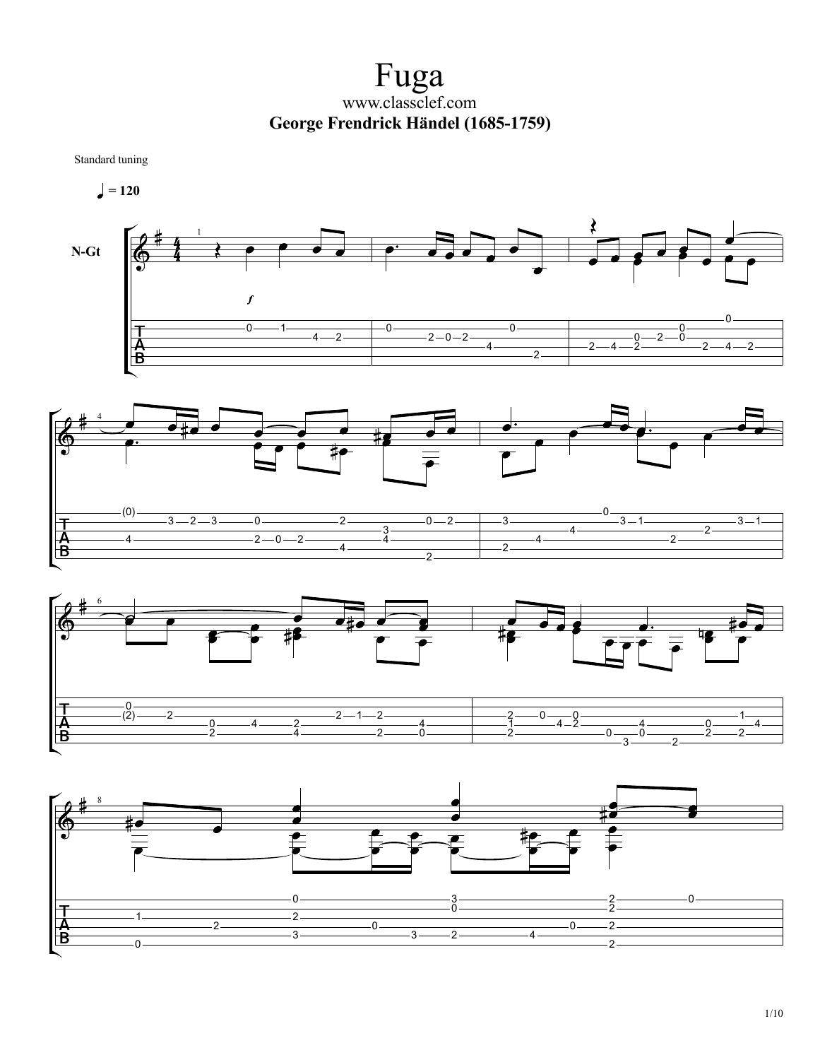# Fuga

www.classclef.com

**George Frendrick Händel (1685-1759)**

Standard tuning

♩ = 120

N-Gt